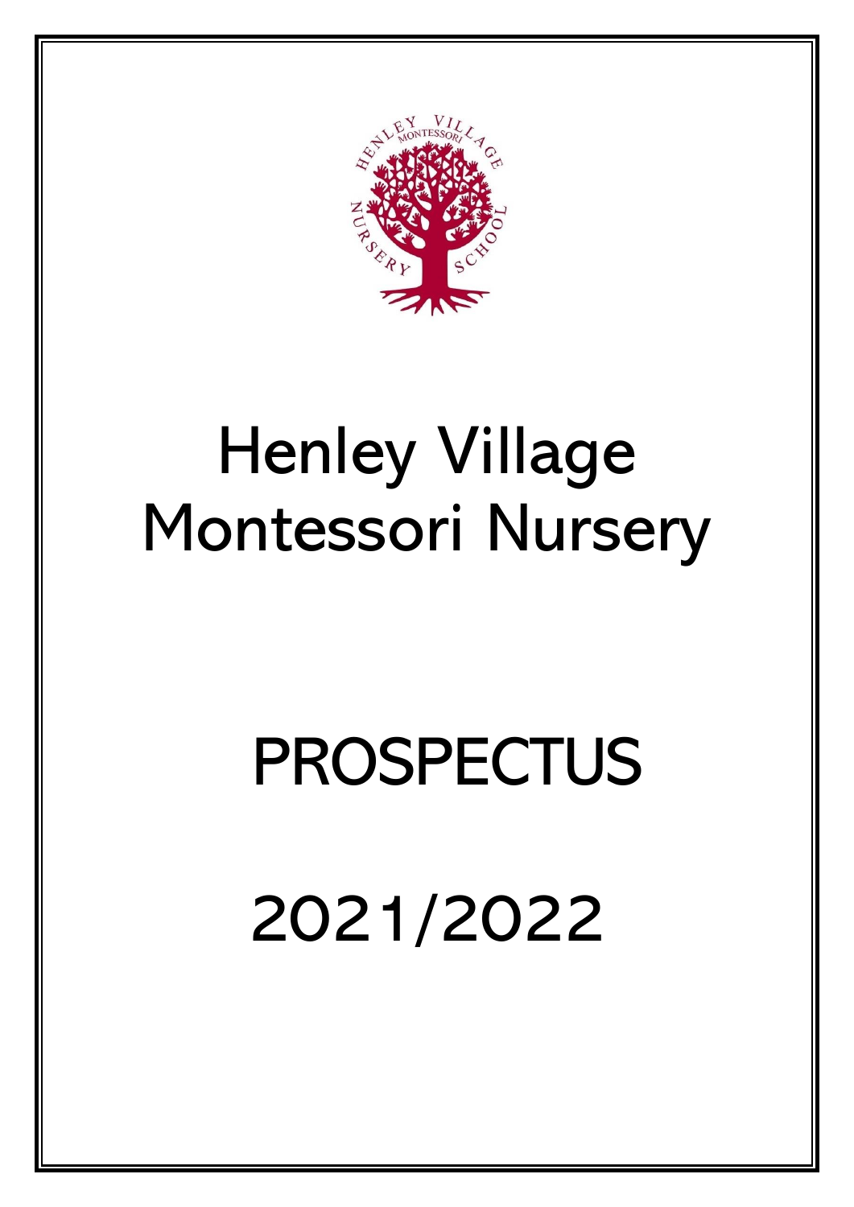# Henley Village Montessori Nursery

# PROSPECTUS

# 2021/2022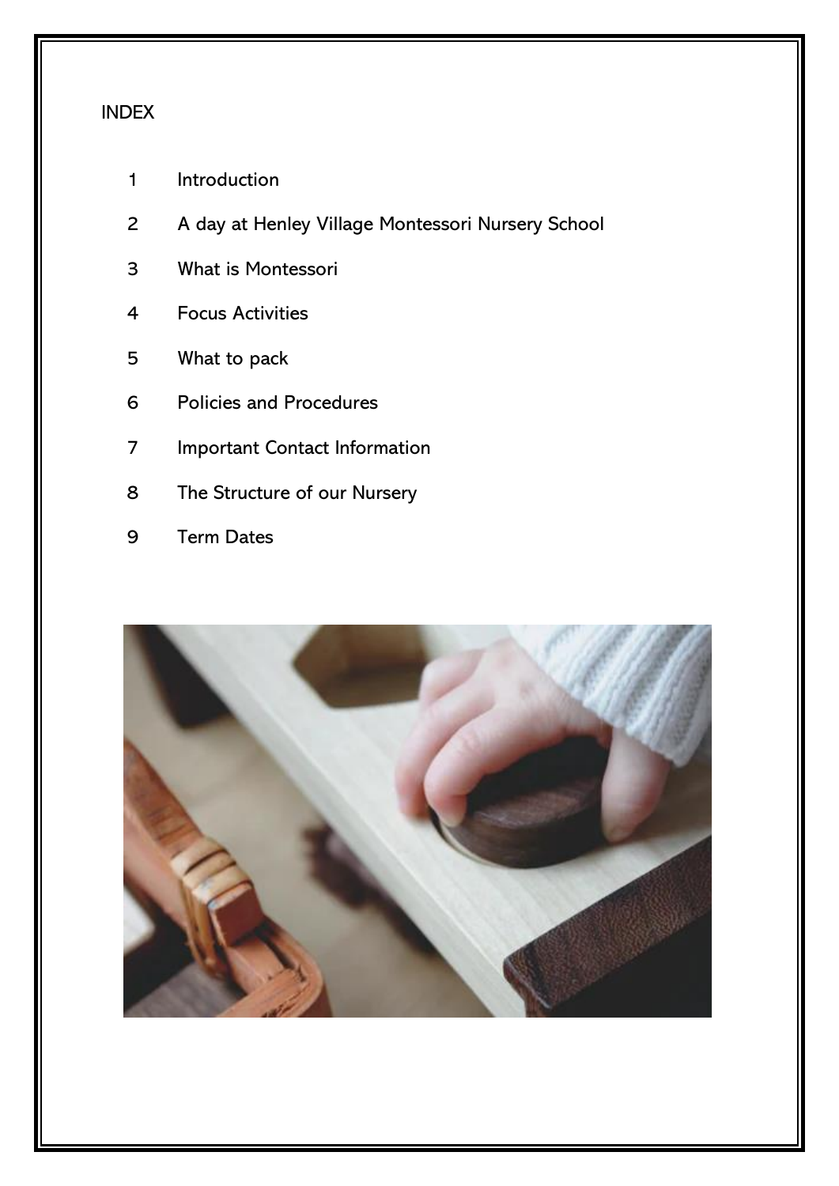# INDEX

1. Introduction
2. A day at Henley Village Montessori Nursery School
3. What is Montessori
4. Focus Activities
5. What to pack
6. Policies and Procedures
7. Important Contact Information
8. The Structure of our Nursery
9. Term Dates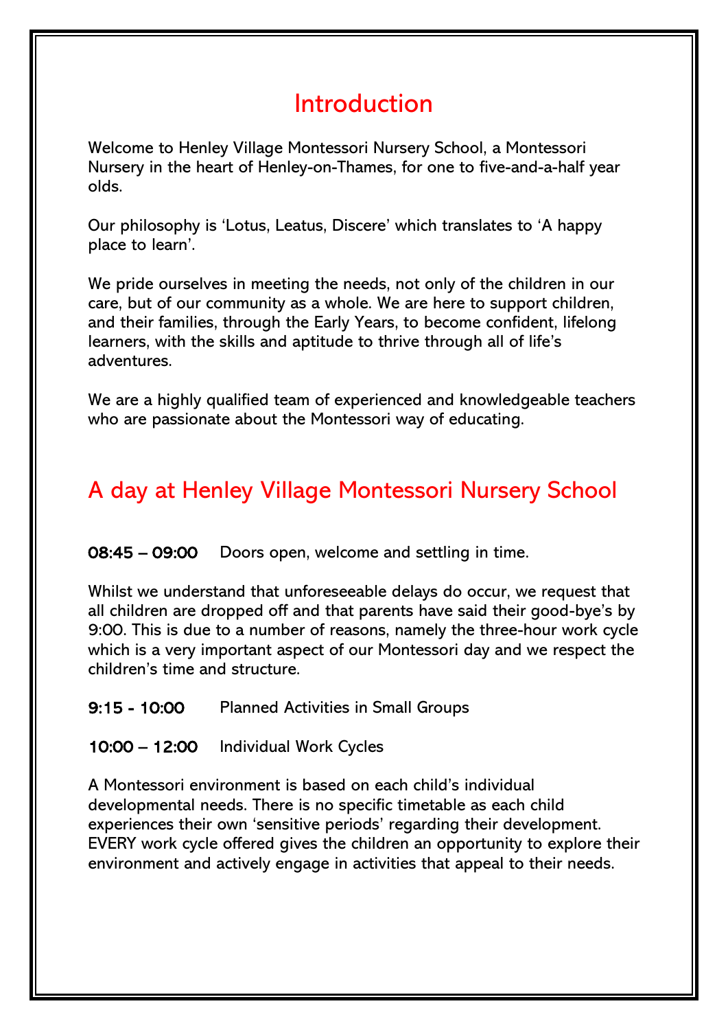# Introduction

Welcome to Henley Village Montessori Nursery School, a Montessori Nursery in the heart of Henley-on-Thames, for one to five-and-a-half year olds.

Our philosophy is 'Lotus, Leatus, Discere' which translates to 'A happy place to learn'.

We pride ourselves in meeting the needs, not only of the children in our care, but of our community as a whole. We are here to support children, and their families, through the Early Years, to become confident, lifelong learners, with the skills and aptitude to thrive through all of life's adventures.

We are a highly qualified team of experienced and knowledgeable teachers who are passionate about the Montessori way of educating.

## A day at Henley Village Montessori Nursery School

**08:45 – 09:00** Doors open, welcome and settling in time.

Whilst we understand that unforeseeable delays do occur, we request that all children are dropped off and that parents have said their good-bye's by 9:00. This is due to a number of reasons, namely the three-hour work cycle which is a very important aspect of our Montessori day and we respect the children's time and structure.

**9:15 - 10:00** Planned Activities in Small Groups

**10:00 – 12:00** Individual Work Cycles

A Montessori environment is based on each child's individual developmental needs. There is no specific timetable as each child experiences their own 'sensitive periods' regarding their development. EVERY work cycle offered gives the children an opportunity to explore their environment and actively engage in activities that appeal to their needs.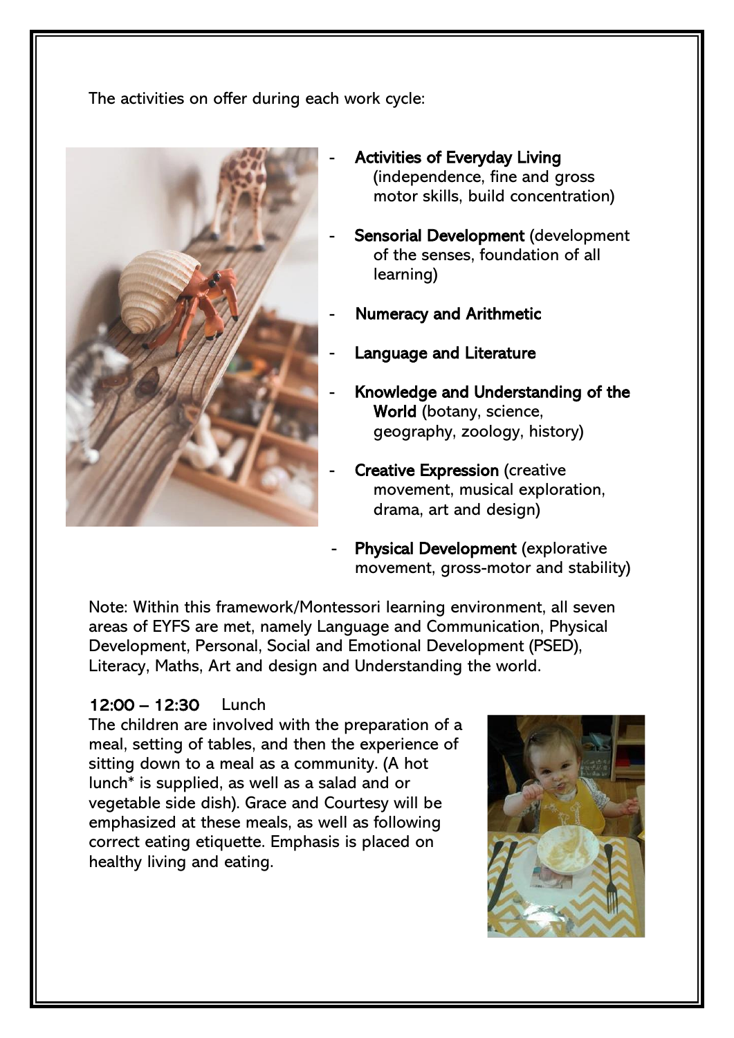The activities on offer during each work cycle:

- **Activities of Everyday Living** (independence, fine and gross motor skills, build concentration)
- **Sensorial Development** (development of the senses, foundation of all learning)
- **Numeracy and Arithmetic**
- **Language and Literature**
- **Knowledge and Understanding of the World** (botany, science, geography, zoology, history)
- **Creative Expression** (creative movement, musical exploration, drama, art and design)
- **Physical Development** (explorative movement, gross-motor and stability)

Note: Within this framework/Montessori learning environment, all seven areas of EYFS are met, namely Language and Communication, Physical Development, Personal, Social and Emotional Development (PSED), Literacy, Maths, Art and design and Understanding the world.

**12:00 – 12:30** Lunch

The children are involved with the preparation of a meal, setting of tables, and then the experience of sitting down to a meal as a community. (A hot lunch* is supplied, as well as a salad and or vegetable side dish). Grace and Courtesy will be emphasized at these meals, as well as following correct eating etiquette. Emphasis is placed on healthy living and eating.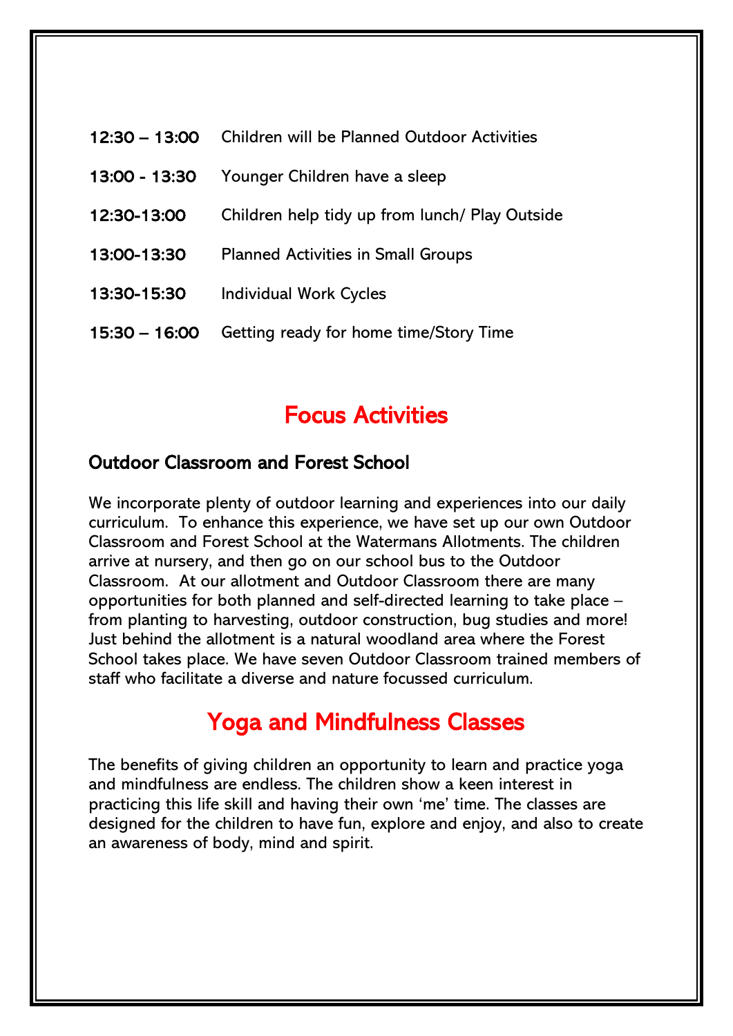| | |
|---|---|
| 12:30 – 13:00 | Children will be Planned Outdoor Activities |
| 13:00 - 13:30 | Younger Children have a sleep |
| 12:30-13:00 | Children help tidy up from lunch/ Play Outside |
| 13:00-13:30 | Planned Activities in Small Groups |
| 13:30-15:30 | Individual Work Cycles |
| 15:30 – 16:00 | Getting ready for home time/Story Time |

## Focus Activities

### Outdoor Classroom and Forest School

We incorporate plenty of outdoor learning and experiences into our daily curriculum. To enhance this experience, we have set up our own Outdoor Classroom and Forest School at the Watermans Allotments. The children arrive at nursery, and then go on our school bus to the Outdoor Classroom. At our allotment and Outdoor Classroom there are many opportunities for both planned and self-directed learning to take place – from planting to harvesting, outdoor construction, bug studies and more! Just behind the allotment is a natural woodland area where the Forest School takes place. We have seven Outdoor Classroom trained members of staff who facilitate a diverse and nature focussed curriculum.

## Yoga and Mindfulness Classes

The benefits of giving children an opportunity to learn and practice yoga and mindfulness are endless. The children show a keen interest in practicing this life skill and having their own 'me' time. The classes are designed for the children to have fun, explore and enjoy, and also to create an awareness of body, mind and spirit.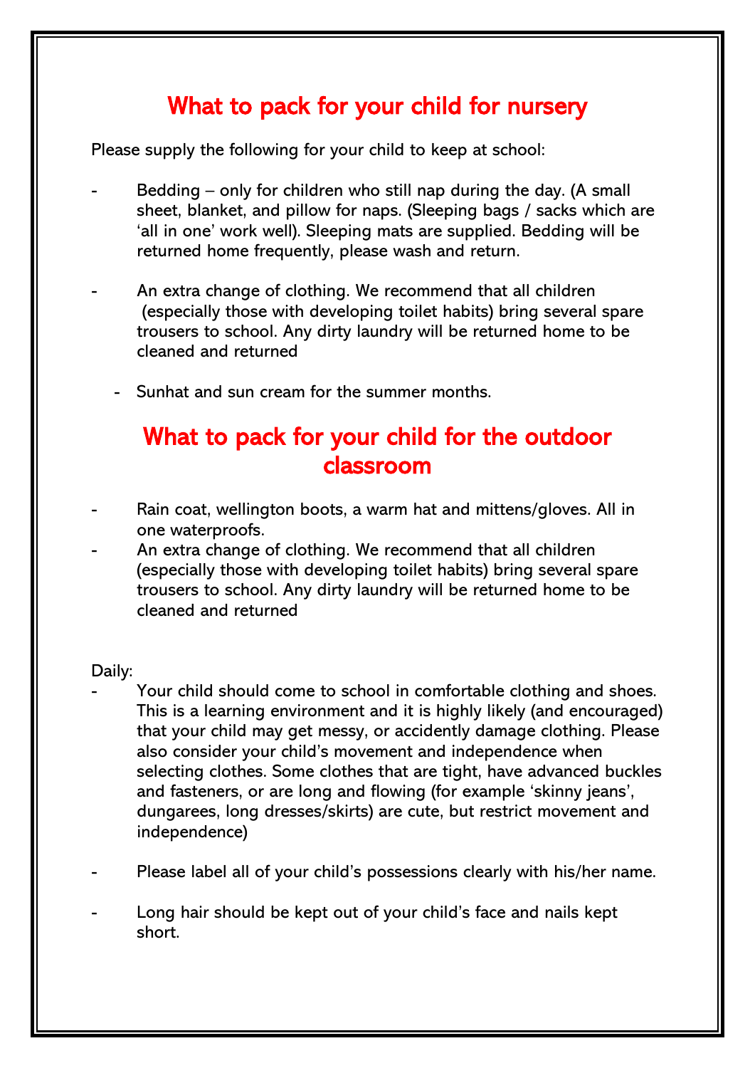## What to pack for your child for nursery

Please supply the following for your child to keep at school:

- Bedding – only for children who still nap during the day. (A small sheet, blanket, and pillow for naps. (Sleeping bags / sacks which are 'all in one' work well). Sleeping mats are supplied. Bedding will be returned home frequently, please wash and return.

- An extra change of clothing. We recommend that all children (especially those with developing toilet habits) bring several spare trousers to school. Any dirty laundry will be returned home to be cleaned and returned

- Sunhat and sun cream for the summer months.

## What to pack for your child for the outdoor classroom

- Rain coat, wellington boots, a warm hat and mittens/gloves. All in one waterproofs.
- An extra change of clothing. We recommend that all children (especially those with developing toilet habits) bring several spare trousers to school. Any dirty laundry will be returned home to be cleaned and returned

Daily:

- Your child should come to school in comfortable clothing and shoes. This is a learning environment and it is highly likely (and encouraged) that your child may get messy, or accidently damage clothing. Please also consider your child's movement and independence when selecting clothes. Some clothes that are tight, have advanced buckles and fasteners, or are long and flowing (for example 'skinny jeans', dungarees, long dresses/skirts) are cute, but restrict movement and independence)

- Please label all of your child's possessions clearly with his/her name.

- Long hair should be kept out of your child's face and nails kept short.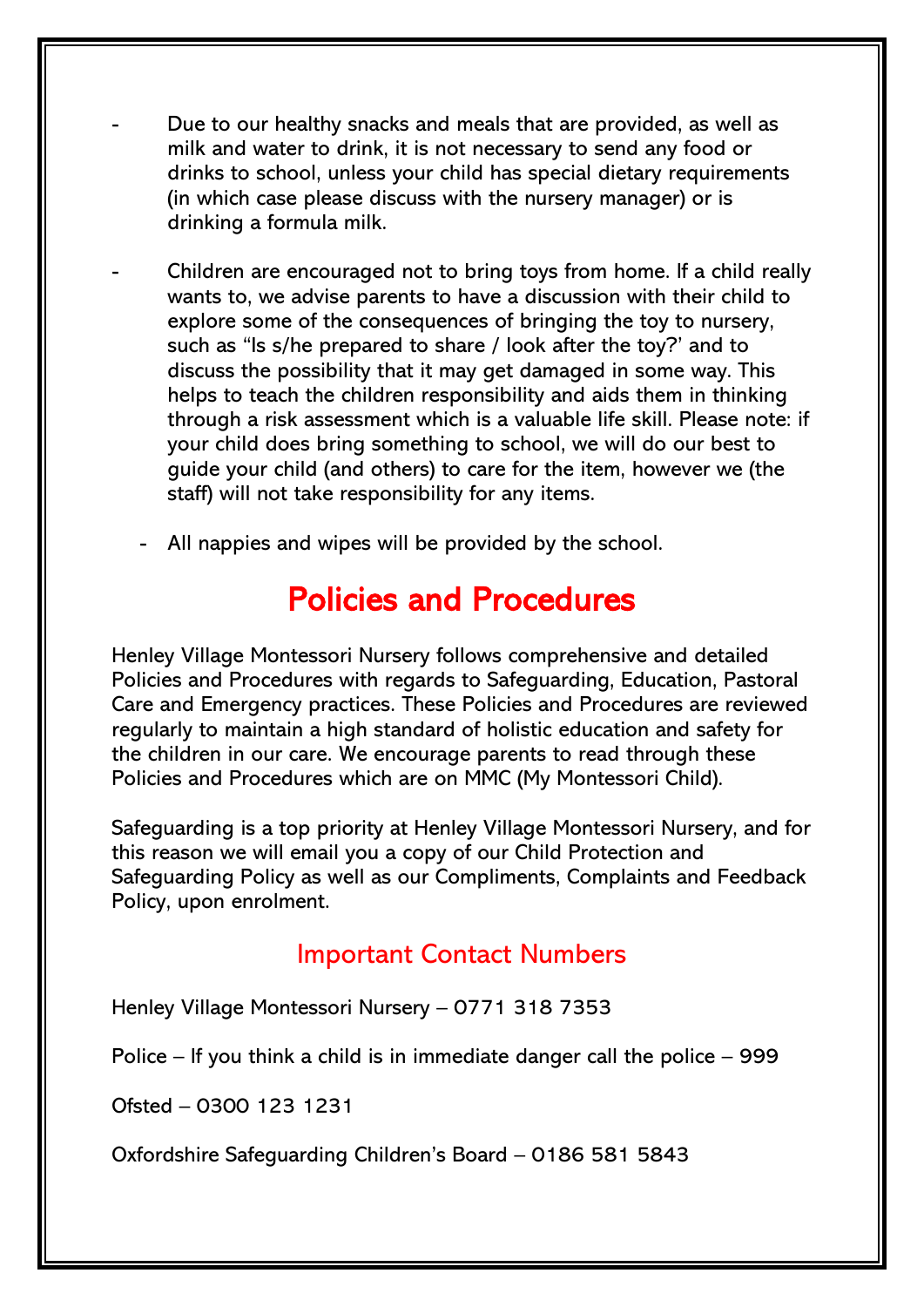- Due to our healthy snacks and meals that are provided, as well as milk and water to drink, it is not necessary to send any food or drinks to school, unless your child has special dietary requirements (in which case please discuss with the nursery manager) or is drinking a formula milk.

- Children are encouraged not to bring toys from home. If a child really wants to, we advise parents to have a discussion with their child to explore some of the consequences of bringing the toy to nursery, such as "Is s/he prepared to share / look after the toy?' and to discuss the possibility that it may get damaged in some way. This helps to teach the children responsibility and aids them in thinking through a risk assessment which is a valuable life skill. Please note: if your child does bring something to school, we will do our best to guide your child (and others) to care for the item, however we (the staff) will not take responsibility for any items.

- All nappies and wipes will be provided by the school.

# Policies and Procedures

Henley Village Montessori Nursery follows comprehensive and detailed Policies and Procedures with regards to Safeguarding, Education, Pastoral Care and Emergency practices. These Policies and Procedures are reviewed regularly to maintain a high standard of holistic education and safety for the children in our care. We encourage parents to read through these Policies and Procedures which are on MMC (My Montessori Child).

Safeguarding is a top priority at Henley Village Montessori Nursery, and for this reason we will email you a copy of our Child Protection and Safeguarding Policy as well as our Compliments, Complaints and Feedback Policy, upon enrolment.

## Important Contact Numbers

Henley Village Montessori Nursery – 0771 318 7353

Police – If you think a child is in immediate danger call the police – 999

Ofsted – 0300 123 1231

Oxfordshire Safeguarding Children's Board – 0186 581 5843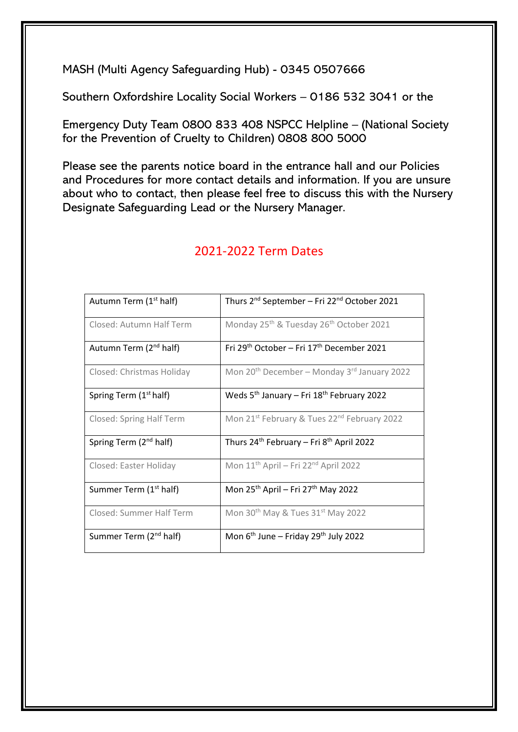MASH (Multi Agency Safeguarding Hub) - 0345 0507666

Southern Oxfordshire Locality Social Workers – 0186 532 3041 or the

Emergency Duty Team 0800 833 408 NSPCC Helpline – (National Society for the Prevention of Cruelty to Children) 0808 800 5000

Please see the parents notice board in the entrance hall and our Policies and Procedures for more contact details and information. If you are unsure about who to contact, then please feel free to discuss this with the Nursery Designate Safeguarding Lead or the Nursery Manager.

## 2021-2022 Term Dates

| | |
|---|---|
| Autumn Term (1st half) | Thurs 2nd September – Fri 22nd October 2021 |
| Closed: Autumn Half Term | Monday 25th & Tuesday 26th October 2021 |
| Autumn Term (2nd half) | Fri 29th October – Fri 17th December 2021 |
| Closed: Christmas Holiday | Mon 20th December – Monday 3rd January 2022 |
| Spring Term (1st half) | Weds 5th January – Fri 18th February 2022 |
| Closed: Spring Half Term | Mon 21st February & Tues 22nd February 2022 |
| Spring Term (2nd half) | Thurs 24th February – Fri 8th April 2022 |
| Closed: Easter Holiday | Mon 11th April – Fri 22nd April 2022 |
| Summer Term (1st half) | Mon 25th April – Fri 27th May 2022 |
| Closed: Summer Half Term | Mon 30th May & Tues 31st May 2022 |
| Summer Term (2nd half) | Mon 6th June – Friday 29th July 2022 |